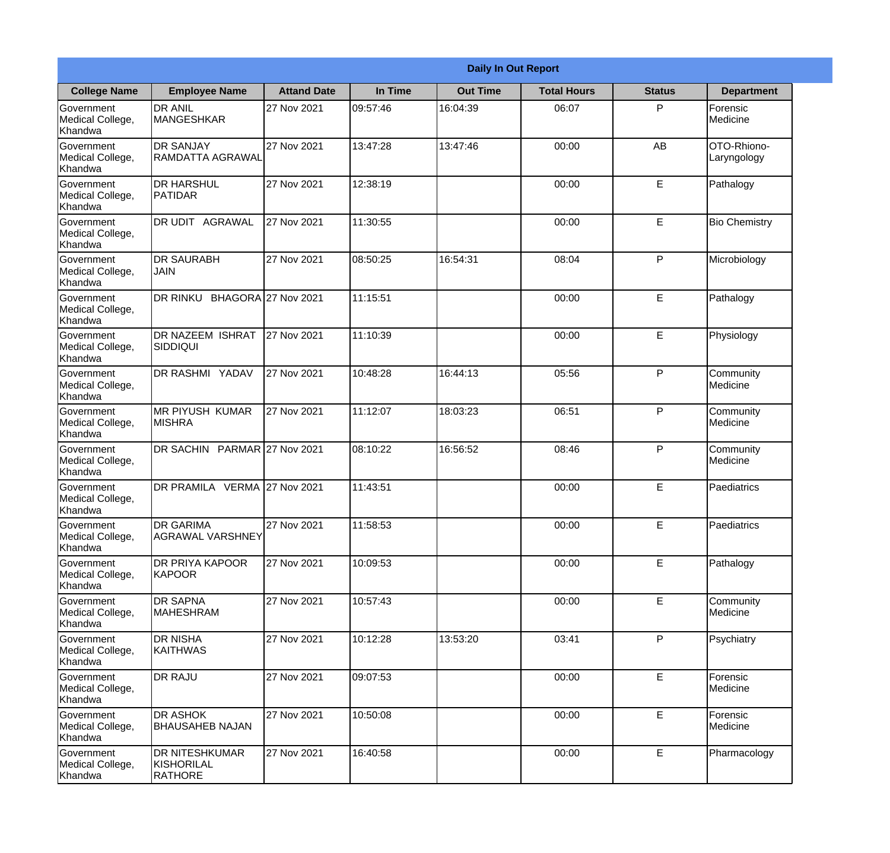**Daily In Out Report**

| College Name | Employee Name | Attand Date | In Time | Out Time | Total Hours | Status | Department |
|---|---|---|---|---|---|---|---|
| Government Medical College, Khandwa | DR ANIL MANGESHKAR | 27 Nov 2021 | 09:57:46 | 16:04:39 | 06:07 | P | Forensic Medicine |
| Government Medical College, Khandwa | DR SANJAY RAMDATTA AGRAWAL | 27 Nov 2021 | 13:47:28 | 13:47:46 | 00:00 | AB | OTO-Rhiono-Laryngology |
| Government Medical College, Khandwa | DR HARSHUL PATIDAR | 27 Nov 2021 | 12:38:19 | | 00:00 | E | Pathalogy |
| Government Medical College, Khandwa | DR UDIT AGRAWAL | 27 Nov 2021 | 11:30:55 | | 00:00 | E | Bio Chemistry |
| Government Medical College, Khandwa | DR SAURABH JAIN | 27 Nov 2021 | 08:50:25 | 16:54:31 | 08:04 | P | Microbiology |
| Government Medical College, Khandwa | DR RINKU BHAGORA | 27 Nov 2021 | 11:15:51 | | 00:00 | E | Pathalogy |
| Government Medical College, Khandwa | DR NAZEEM ISHRAT SIDDIQUI | 27 Nov 2021 | 11:10:39 | | 00:00 | E | Physiology |
| Government Medical College, Khandwa | DR RASHMI YADAV | 27 Nov 2021 | 10:48:28 | 16:44:13 | 05:56 | P | Community Medicine |
| Government Medical College, Khandwa | MR PIYUSH KUMAR MISHRA | 27 Nov 2021 | 11:12:07 | 18:03:23 | 06:51 | P | Community Medicine |
| Government Medical College, Khandwa | DR SACHIN PARMAR | 27 Nov 2021 | 08:10:22 | 16:56:52 | 08:46 | P | Community Medicine |
| Government Medical College, Khandwa | DR PRAMILA VERMA | 27 Nov 2021 | 11:43:51 | | 00:00 | E | Paediatrics |
| Government Medical College, Khandwa | DR GARIMA AGRAWAL VARSHNEY | 27 Nov 2021 | 11:58:53 | | 00:00 | E | Paediatrics |
| Government Medical College, Khandwa | DR PRIYA KAPOOR KAPOOR | 27 Nov 2021 | 10:09:53 | | 00:00 | E | Pathalogy |
| Government Medical College, Khandwa | DR SAPNA MAHESHRAM | 27 Nov 2021 | 10:57:43 | | 00:00 | E | Community Medicine |
| Government Medical College, Khandwa | DR NISHA KAITHWAS | 27 Nov 2021 | 10:12:28 | 13:53:20 | 03:41 | P | Psychiatry |
| Government Medical College, Khandwa | DR RAJU | 27 Nov 2021 | 09:07:53 | | 00:00 | E | Forensic Medicine |
| Government Medical College, Khandwa | DR ASHOK BHAUSAHEB NAJAN | 27 Nov 2021 | 10:50:08 | | 00:00 | E | Forensic Medicine |
| Government Medical College, Khandwa | DR NITESHKUMAR KISHORILAL RATHORE | 27 Nov 2021 | 16:40:58 | | 00:00 | E | Pharmacology |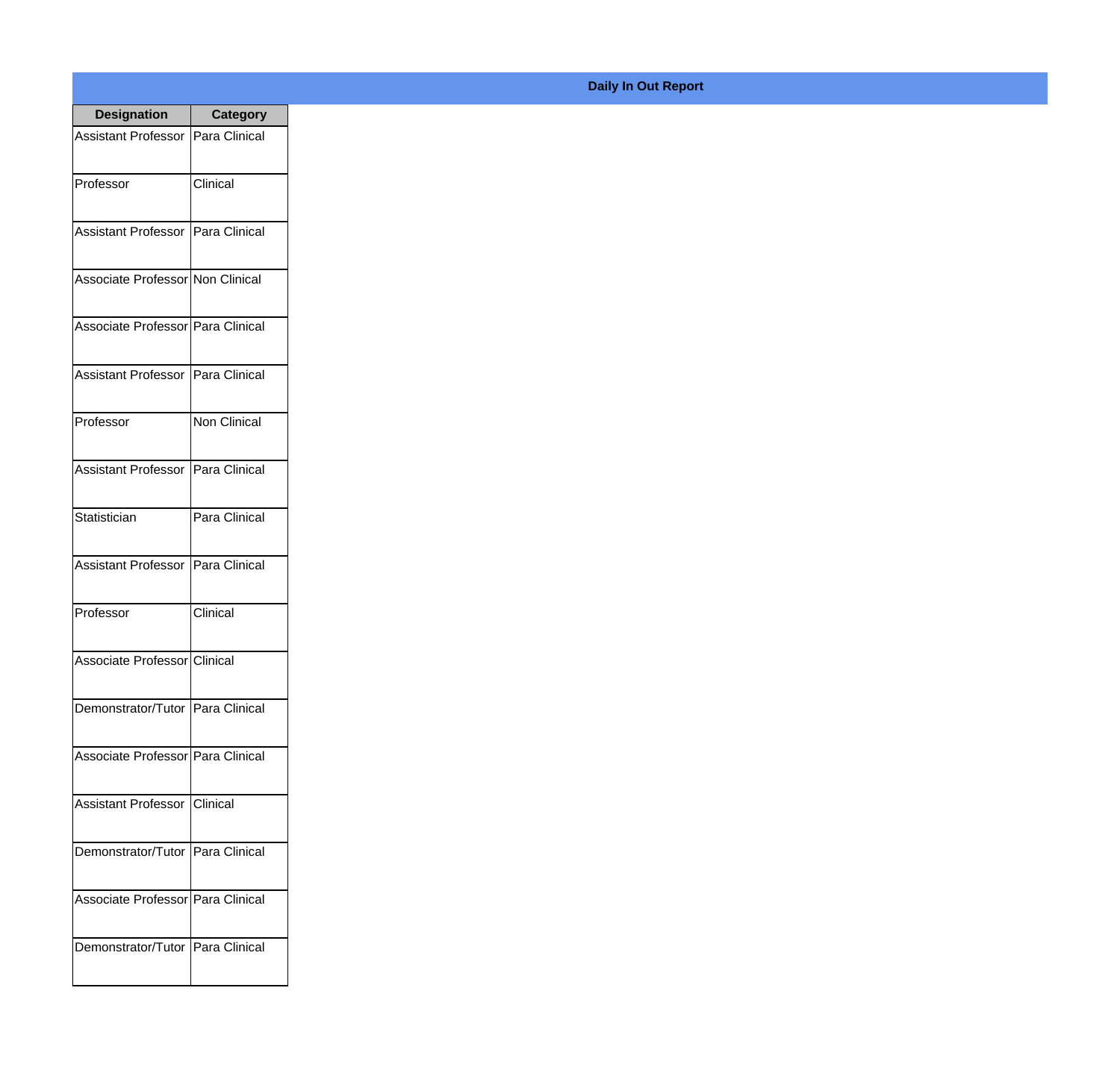## Daily In Out Report

| Designation | Category |
|---|---|
| Assistant Professor | Para Clinical |
| Professor | Clinical |
| Assistant Professor | Para Clinical |
| Associate Professor | Non Clinical |
| Associate Professor | Para Clinical |
| Assistant Professor | Para Clinical |
| Professor | Non Clinical |
| Assistant Professor | Para Clinical |
| Statistician | Para Clinical |
| Assistant Professor | Para Clinical |
| Professor | Clinical |
| Associate Professor | Clinical |
| Demonstrator/Tutor | Para Clinical |
| Associate Professor | Para Clinical |
| Assistant Professor | Clinical |
| Demonstrator/Tutor | Para Clinical |
| Associate Professor | Para Clinical |
| Demonstrator/Tutor | Para Clinical |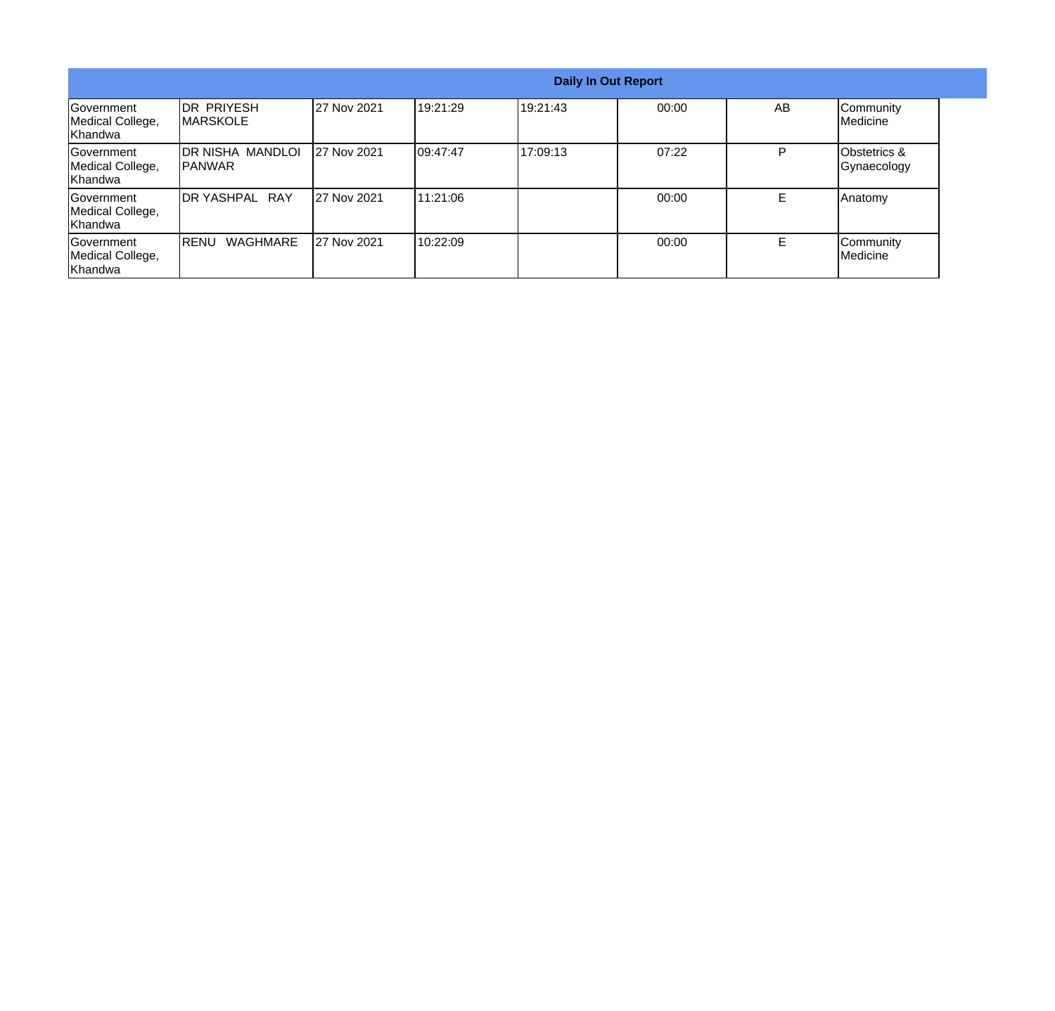| Daily In Out Report | | | | | | | |
|---|---|---|---|---|---|---|---|
| Government Medical College, Khandwa | DR PRIYESH MARSKOLE | 27 Nov 2021 | 19:21:29 | 19:21:43 | 00:00 | AB | Community Medicine |
| Government Medical College, Khandwa | DR NISHA MANDLOI PANWAR | 27 Nov 2021 | 09:47:47 | 17:09:13 | 07:22 | P | Obstetrics & Gynaecology |
| Government Medical College, Khandwa | DR YASHPAL RAY | 27 Nov 2021 | 11:21:06 | | 00:00 | E | Anatomy |
| Government Medical College, Khandwa | RENU WAGHMARE | 27 Nov 2021 | 10:22:09 | | 00:00 | E | Community Medicine |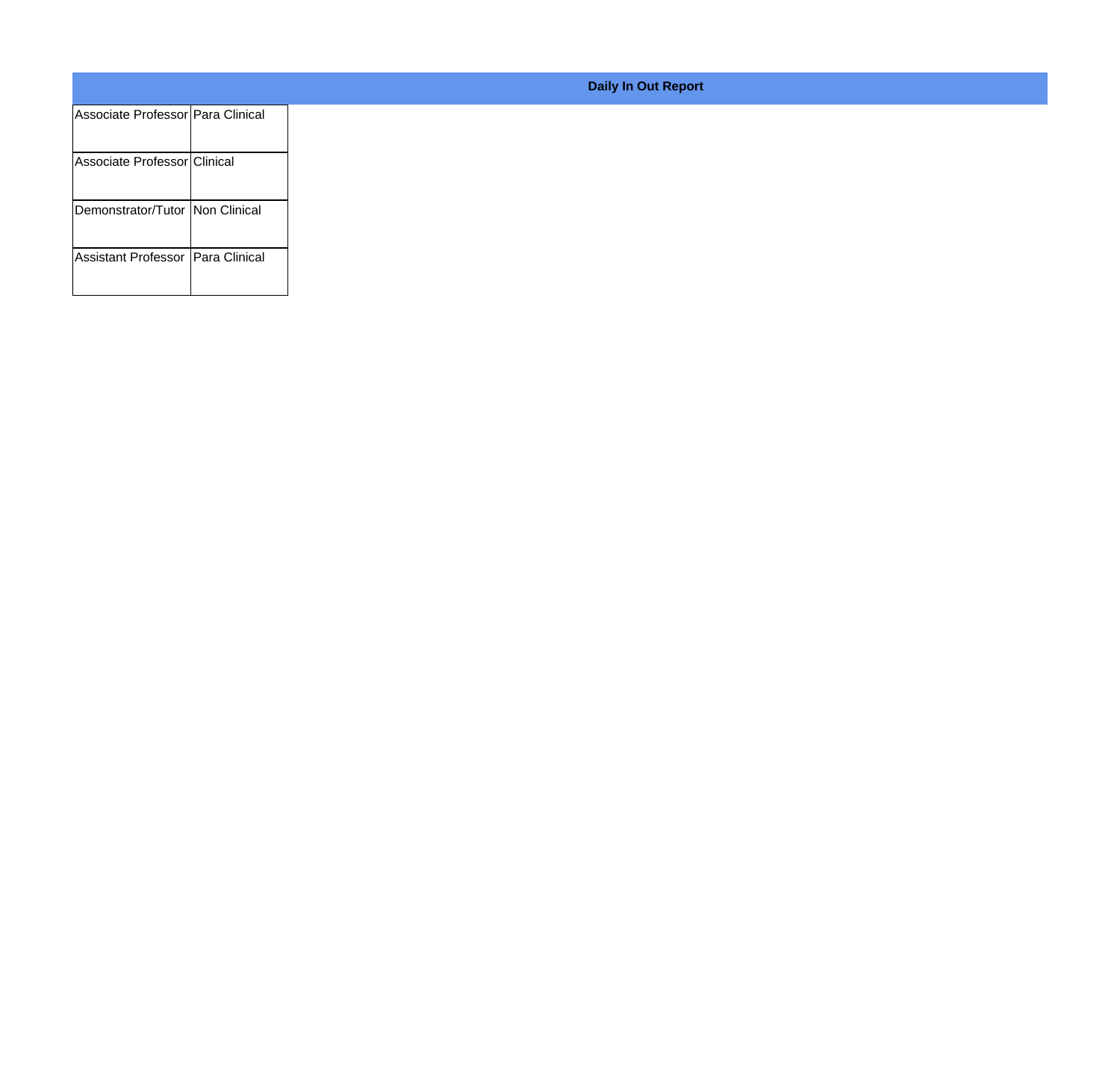**Daily In Out Report**

| | |
|---|---|
| Associate Professor | Para Clinical |
| Associate Professor | Clinical |
| Demonstrator/Tutor | Non Clinical |
| Assistant Professor | Para Clinical |